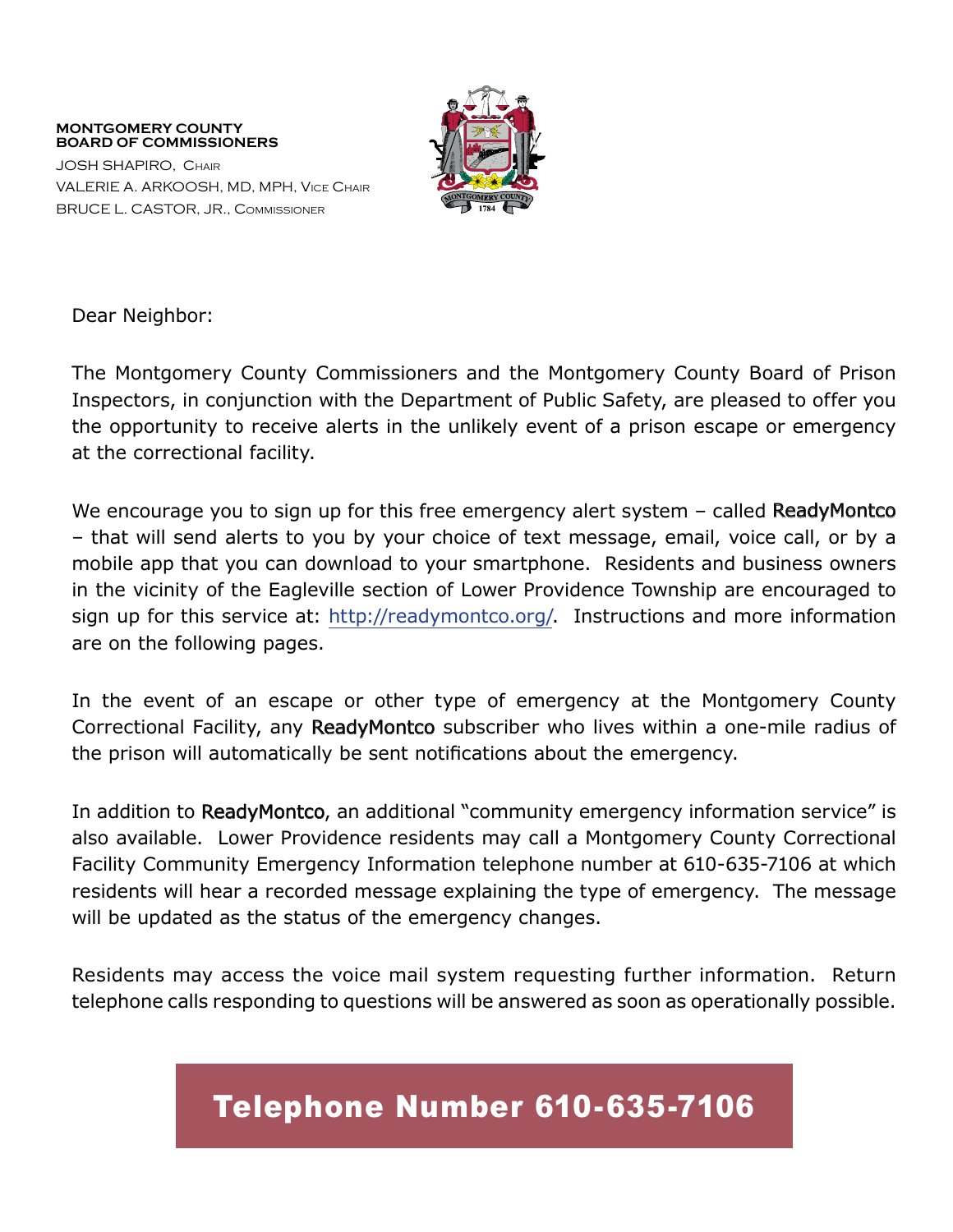**MONTGOMERY COUNTY**
**BOARD OF COMMISSIONERS**

JOSH SHAPIRO, Chair
VALERIE A. ARKOOSH, MD, MPH, Vice Chair
BRUCE L. CASTOR, JR., Commissioner

Dear Neighbor:

The Montgomery County Commissioners and the Montgomery County Board of Prison Inspectors, in conjunction with the Department of Public Safety, are pleased to offer you the opportunity to receive alerts in the unlikely event of a prison escape or emergency at the correctional facility.

We encourage you to sign up for this free emergency alert system – called ReadyMontco – that will send alerts to you by your choice of text message, email, voice call, or by a mobile app that you can download to your smartphone. Residents and business owners in the vicinity of the Eagleville section of Lower Providence Township are encouraged to sign up for this service at: [http://readymontco.org/](http://readymontco.org/). Instructions and more information are on the following pages.

In the event of an escape or other type of emergency at the Montgomery County Correctional Facility, any ReadyMontco subscriber who lives within a one-mile radius of the prison will automatically be sent notifications about the emergency.

In addition to ReadyMontco, an additional "community emergency information service" is also available. Lower Providence residents may call a Montgomery County Correctional Facility Community Emergency Information telephone number at 610-635-7106 at which residents will hear a recorded message explaining the type of emergency. The message will be updated as the status of the emergency changes.

Residents may access the voice mail system requesting further information. Return telephone calls responding to questions will be answered as soon as operationally possible.

**Telephone Number 610-635-7106**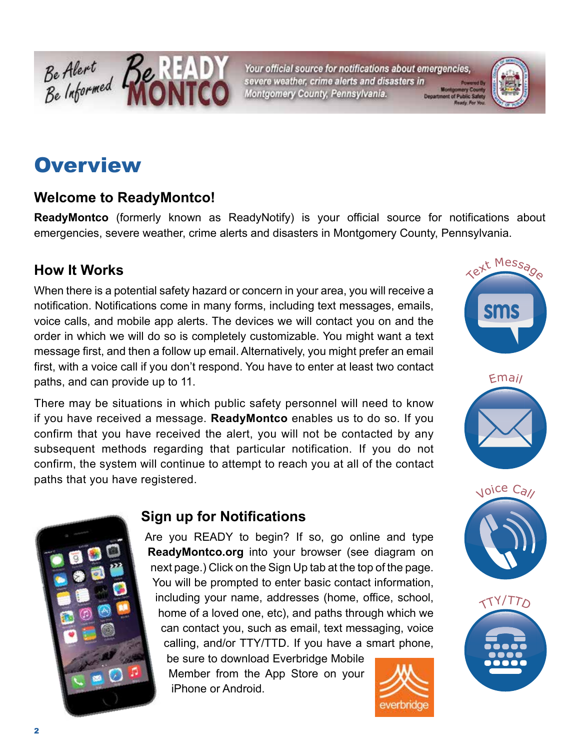# Overview

## Welcome to ReadyMontco!

**ReadyMontco** (formerly known as ReadyNotify) is your official source for notifications about emergencies, severe weather, crime alerts and disasters in Montgomery County, Pennsylvania.

## How It Works

When there is a potential safety hazard or concern in your area, you will receive a notification. Notifications come in many forms, including text messages, emails, voice calls, and mobile app alerts. The devices we will contact you on and the order in which we will do so is completely customizable. You might want a text message first, and then a follow up email. Alternatively, you might prefer an email first, with a voice call if you don't respond. You have to enter at least two contact paths, and can provide up to 11.

There may be situations in which public safety personnel will need to know if you have received a message. **ReadyMontco** enables us to do so. If you confirm that you have received the alert, you will not be contacted by any subsequent methods regarding that particular notification. If you do not confirm, the system will continue to attempt to reach you at all of the contact paths that you have registered.

## Sign up for Notifications

Are you READY to begin? If so, go online and type **ReadyMontco.org** into your browser (see diagram on next page.) Click on the Sign Up tab at the top of the page. You will be prompted to enter basic contact information, including your name, addresses (home, office, school, home of a loved one, etc), and paths through which we can contact you, such as email, text messaging, voice calling, and/or TTY/TTD. If you have a smart phone, be sure to download Everbridge Mobile Member from the App Store on your iPhone or Android.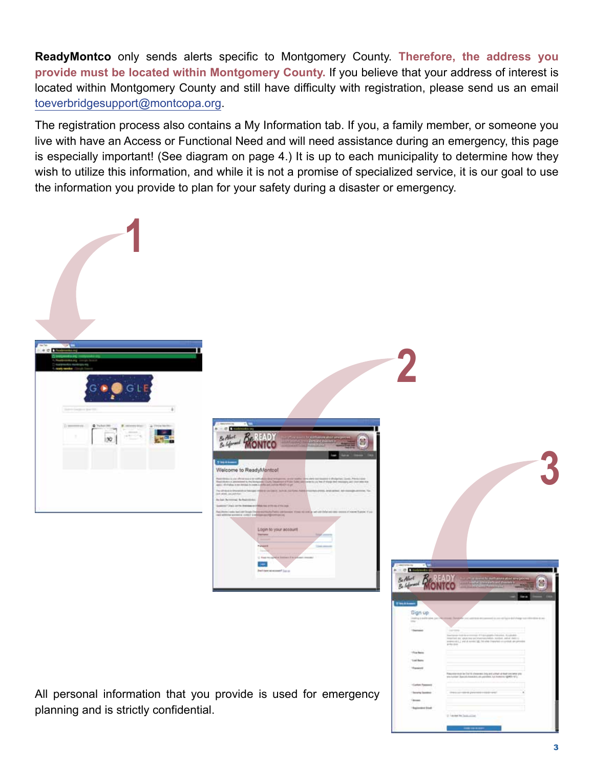**ReadyMontco** only sends alerts specific to Montgomery County. **Therefore, the address you provide must be located within Montgomery County.** If you believe that your address of interest is located within Montgomery County and still have difficulty with registration, please send us an email toeverbridgesupport@montcopa.org.

The registration process also contains a My Information tab. If you, a family member, or someone you live with have an Access or Functional Need and will need assistance during an emergency, this page is especially important! (See diagram on page 4.) It is up to each municipality to determine how they wish to utilize this information, and while it is not a promise of specialized service, it is our goal to use the information you provide to plan for your safety during a disaster or emergency.

1

2

3

All personal information that you provide is used for emergency planning and is strictly confidential.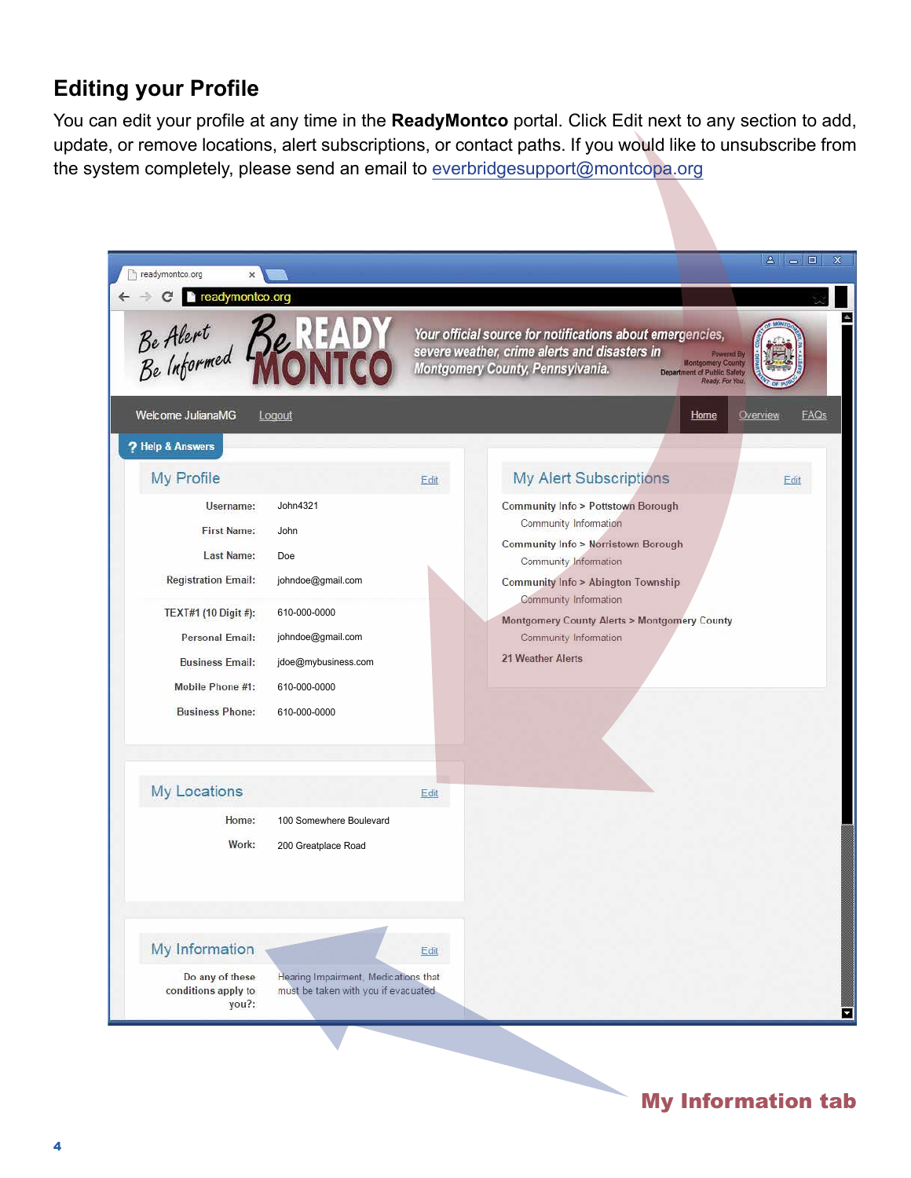## Editing your Profile

You can edit your profile at any time in the **ReadyMontco** portal. Click Edit next to any section to add, update, or remove locations, alert subscriptions, or contact paths. If you would like to unsubscribe from the system completely, please send an email to everbridgesupport@montcopa.org

**My Information tab**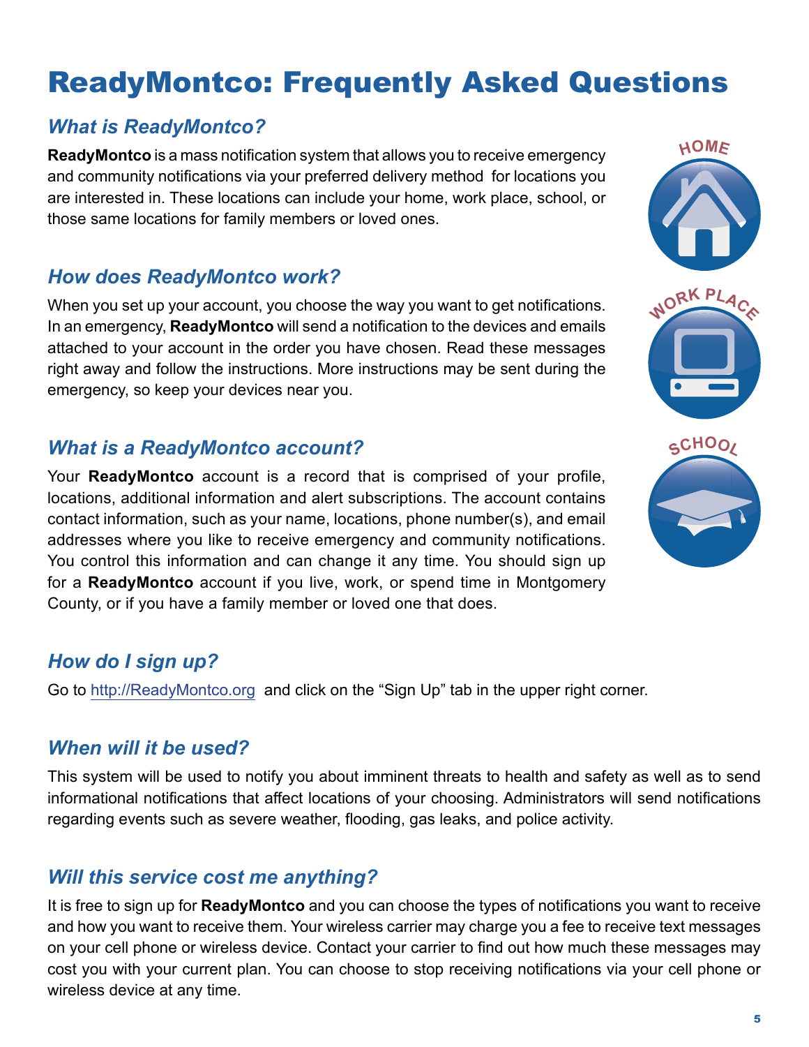# ReadyMontco: Frequently Asked Questions

## *What is ReadyMontco?*

**ReadyMontco** is a mass notification system that allows you to receive emergency and community notifications via your preferred delivery method for locations you are interested in. These locations can include your home, work place, school, or those same locations for family members or loved ones.

## *How does ReadyMontco work?*

When you set up your account, you choose the way you want to get notifications. In an emergency, **ReadyMontco** will send a notification to the devices and emails attached to your account in the order you have chosen. Read these messages right away and follow the instructions. More instructions may be sent during the emergency, so keep your devices near you.

## *What is a ReadyMontco account?*

Your **ReadyMontco** account is a record that is comprised of your profile, locations, additional information and alert subscriptions. The account contains contact information, such as your name, locations, phone number(s), and email addresses where you like to receive emergency and community notifications. You control this information and can change it any time. You should sign up for a **ReadyMontco** account if you live, work, or spend time in Montgomery County, or if you have a family member or loved one that does.

HOME

WORK PLACE

SCHOOL

## *How do I sign up?*

Go to http://ReadyMontco.org and click on the "Sign Up" tab in the upper right corner.

## *When will it be used?*

This system will be used to notify you about imminent threats to health and safety as well as to send informational notifications that affect locations of your choosing. Administrators will send notifications regarding events such as severe weather, flooding, gas leaks, and police activity.

## *Will this service cost me anything?*

It is free to sign up for **ReadyMontco** and you can choose the types of notifications you want to receive and how you want to receive them. Your wireless carrier may charge you a fee to receive text messages on your cell phone or wireless device. Contact your carrier to find out how much these messages may cost you with your current plan. You can choose to stop receiving notifications via your cell phone or wireless device at any time.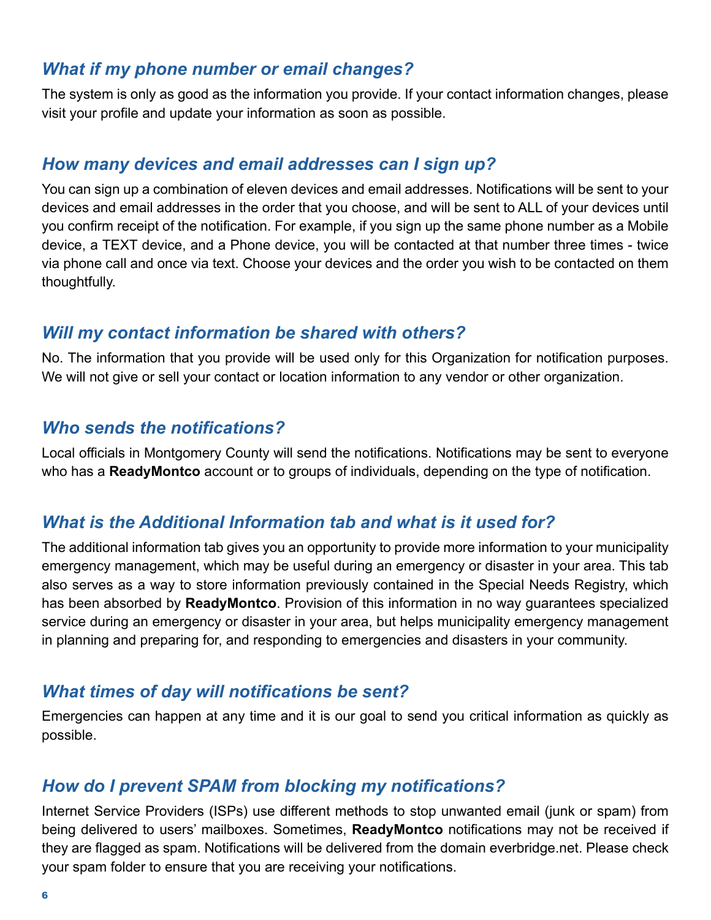### *What if my phone number or email changes?*

The system is only as good as the information you provide. If your contact information changes, please visit your profile and update your information as soon as possible.

### *How many devices and email addresses can I sign up?*

You can sign up a combination of eleven devices and email addresses. Notifications will be sent to your devices and email addresses in the order that you choose, and will be sent to ALL of your devices until you confirm receipt of the notification. For example, if you sign up the same phone number as a Mobile device, a TEXT device, and a Phone device, you will be contacted at that number three times - twice via phone call and once via text. Choose your devices and the order you wish to be contacted on them thoughtfully.

### *Will my contact information be shared with others?*

No. The information that you provide will be used only for this Organization for notification purposes. We will not give or sell your contact or location information to any vendor or other organization.

### *Who sends the notifications?*

Local officials in Montgomery County will send the notifications. Notifications may be sent to everyone who has a **ReadyMontco** account or to groups of individuals, depending on the type of notification.

### *What is the Additional Information tab and what is it used for?*

The additional information tab gives you an opportunity to provide more information to your municipality emergency management, which may be useful during an emergency or disaster in your area. This tab also serves as a way to store information previously contained in the Special Needs Registry, which has been absorbed by **ReadyMontco**. Provision of this information in no way guarantees specialized service during an emergency or disaster in your area, but helps municipality emergency management in planning and preparing for, and responding to emergencies and disasters in your community.

### *What times of day will notifications be sent?*

Emergencies can happen at any time and it is our goal to send you critical information as quickly as possible.

### *How do I prevent SPAM from blocking my notifications?*

Internet Service Providers (ISPs) use different methods to stop unwanted email (junk or spam) from being delivered to users' mailboxes. Sometimes, **ReadyMontco** notifications may not be received if they are flagged as spam. Notifications will be delivered from the domain everbridge.net. Please check your spam folder to ensure that you are receiving your notifications.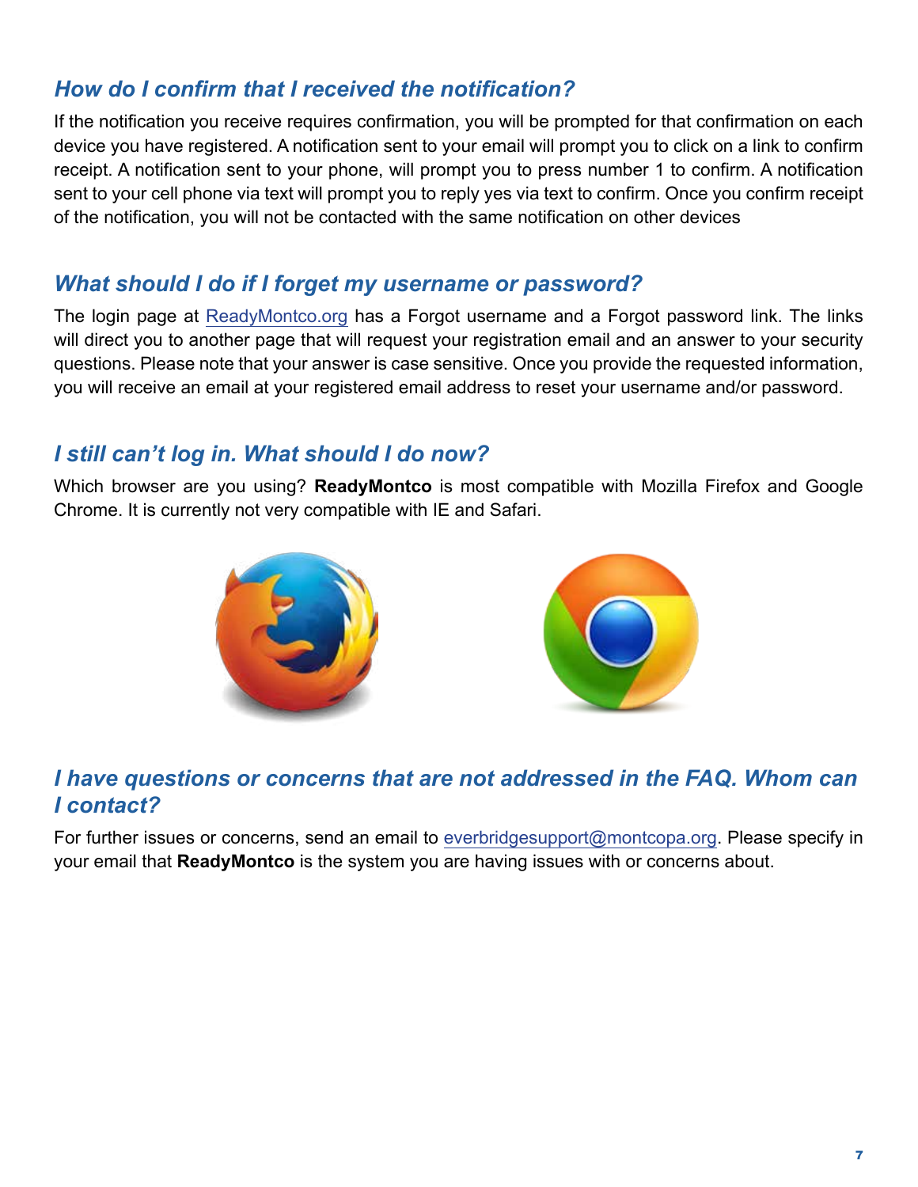### *How do I confirm that I received the notification?*

If the notification you receive requires confirmation, you will be prompted for that confirmation on each device you have registered. A notification sent to your email will prompt you to click on a link to confirm receipt. A notification sent to your phone, will prompt you to press number 1 to confirm. A notification sent to your cell phone via text will prompt you to reply yes via text to confirm. Once you confirm receipt of the notification, you will not be contacted with the same notification on other devices

### *What should I do if I forget my username or password?*

The login page at ReadyMontco.org has a Forgot username and a Forgot password link. The links will direct you to another page that will request your registration email and an answer to your security questions. Please note that your answer is case sensitive. Once you provide the requested information, you will receive an email at your registered email address to reset your username and/or password.

### *I still can't log in. What should I do now?*

Which browser are you using? **ReadyMontco** is most compatible with Mozilla Firefox and Google Chrome. It is currently not very compatible with IE and Safari.

### *I have questions or concerns that are not addressed in the FAQ. Whom can I contact?*

For further issues or concerns, send an email to everbridgesupport@montcopa.org. Please specify in your email that **ReadyMontco** is the system you are having issues with or concerns about.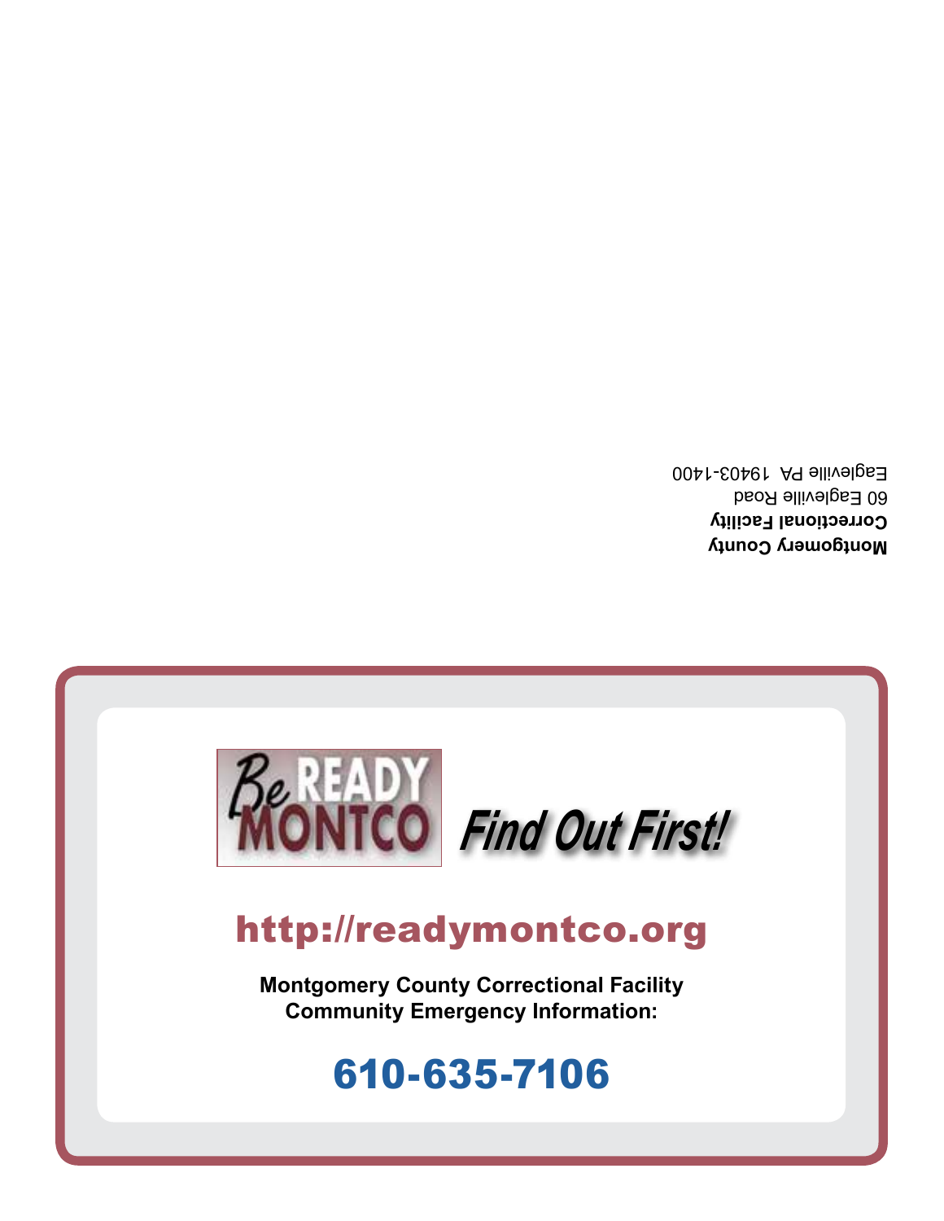**Montgomery County**
**Correctional Facility**
60 Eagleville Road
Eagleville PA 19403-1400

Be READY MONTCO

***Find Out First!***

## http://readymontco.org

**Montgomery County Correctional Facility**
**Community Emergency Information:**

## 610-635-7106